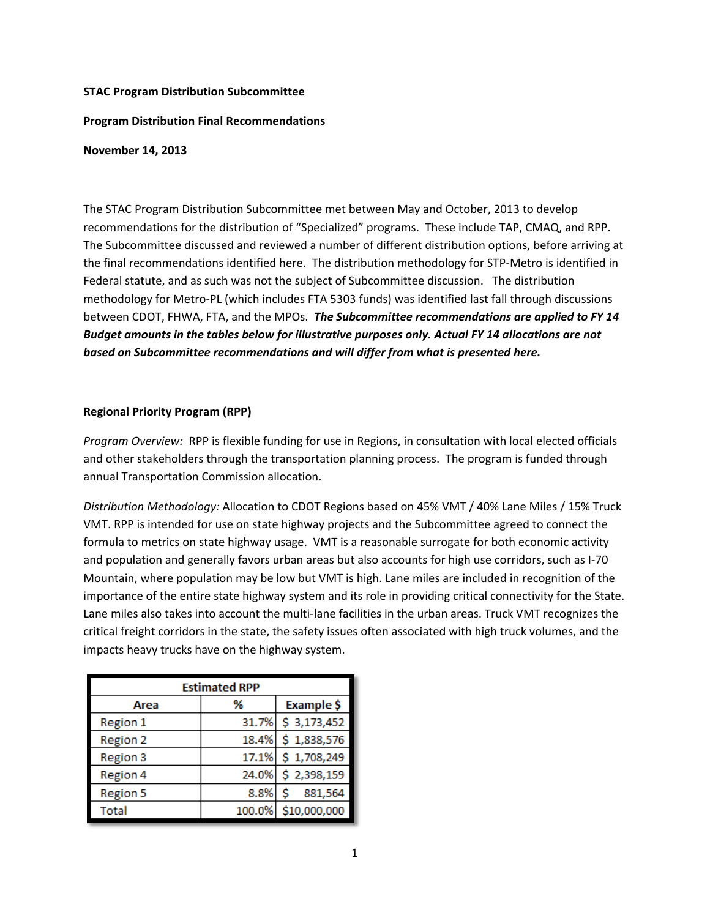**STAC Program Distribution Subcommittee**

**Program Distribution Final Recommendations**

**November 14, 2013**

The STAC Program Distribution Subcommittee met between May and October, 2013 to develop recommendations for the distribution of "Specialized" programs. These include TAP, CMAQ, and RPP. The Subcommittee discussed and reviewed a number of different distribution options, before arriving at the final recommendations identified here. The distribution methodology for STP-Metro is identified in Federal statute, and as such was not the subject of Subcommittee discussion. The distribution methodology for Metro-PL (which includes FTA 5303 funds) was identified last fall through discussions between CDOT, FHWA, FTA, and the MPOs. ***The Subcommittee recommendations are applied to FY 14 Budget amounts in the tables below for illustrative purposes only. Actual FY 14 allocations are not based on Subcommittee recommendations and will differ from what is presented here.***

**Regional Priority Program (RPP)**

*Program Overview:* RPP is flexible funding for use in Regions, in consultation with local elected officials and other stakeholders through the transportation planning process. The program is funded through annual Transportation Commission allocation.

*Distribution Methodology:* Allocation to CDOT Regions based on 45% VMT / 40% Lane Miles / 15% Truck VMT. RPP is intended for use on state highway projects and the Subcommittee agreed to connect the formula to metrics on state highway usage. VMT is a reasonable surrogate for both economic activity and population and generally favors urban areas but also accounts for high use corridors, such as I-70 Mountain, where population may be low but VMT is high. Lane miles are included in recognition of the importance of the entire state highway system and its role in providing critical connectivity for the State. Lane miles also takes into account the multi-lane facilities in the urban areas. Truck VMT recognizes the critical freight corridors in the state, the safety issues often associated with high truck volumes, and the impacts heavy trucks have on the highway system.

| Estimated RPP | | |
|---|---|---|
| **Area** | **%** | **Example $** |
| Region 1 | 31.7% | $ 3,173,452 |
| Region 2 | 18.4% | $ 1,838,576 |
| Region 3 | 17.1% | $ 1,708,249 |
| Region 4 | 24.0% | $ 2,398,159 |
| Region 5 | 8.8% | $ 881,564 |
| Total | 100.0% | $10,000,000 |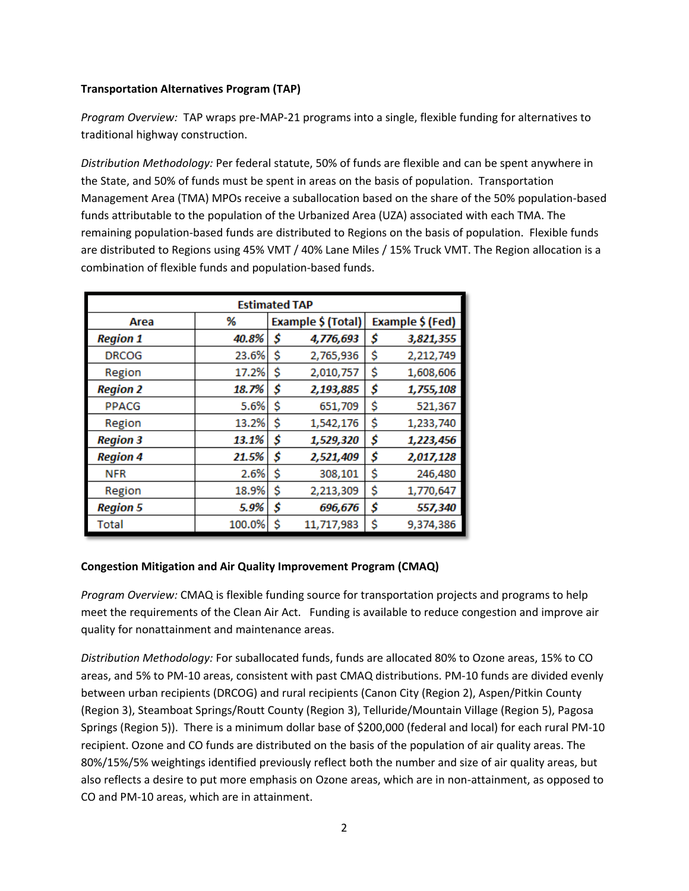**Transportation Alternatives Program (TAP)**

*Program Overview:* TAP wraps pre-MAP-21 programs into a single, flexible funding for alternatives to traditional highway construction.

*Distribution Methodology:* Per federal statute, 50% of funds are flexible and can be spent anywhere in the State, and 50% of funds must be spent in areas on the basis of population. Transportation Management Area (TMA) MPOs receive a suballocation based on the share of the 50% population-based funds attributable to the population of the Urbanized Area (UZA) associated with each TMA. The remaining population-based funds are distributed to Regions on the basis of population. Flexible funds are distributed to Regions using 45% VMT / 40% Lane Miles / 15% Truck VMT. The Region allocation is a combination of flexible funds and population-based funds.

| Estimated TAP | | | |
|---|---|---|---|
| **Area** | **%** | **Example $ (Total)** | **Example $ (Fed)** |
| ***Region 1*** | ***40.8%*** | ***$ 4,776,693*** | ***$ 3,821,355*** |
| DRCOG | 23.6% | $ 2,765,936 | $ 2,212,749 |
| Region | 17.2% | $ 2,010,757 | $ 1,608,606 |
| ***Region 2*** | ***18.7%*** | ***$ 2,193,885*** | ***$ 1,755,108*** |
| PPACG | 5.6% | $ 651,709 | $ 521,367 |
| Region | 13.2% | $ 1,542,176 | $ 1,233,740 |
| ***Region 3*** | ***13.1%*** | ***$ 1,529,320*** | ***$ 1,223,456*** |
| ***Region 4*** | ***21.5%*** | ***$ 2,521,409*** | ***$ 2,017,128*** |
| NFR | 2.6% | $ 308,101 | $ 246,480 |
| Region | 18.9% | $ 2,213,309 | $ 1,770,647 |
| ***Region 5*** | ***5.9%*** | ***$ 696,676*** | ***$ 557,340*** |
| Total | 100.0% | $ 11,717,983 | $ 9,374,386 |

**Congestion Mitigation and Air Quality Improvement Program (CMAQ)**

*Program Overview:* CMAQ is flexible funding source for transportation projects and programs to help meet the requirements of the Clean Air Act. Funding is available to reduce congestion and improve air quality for nonattainment and maintenance areas.

*Distribution Methodology:* For suballocated funds, funds are allocated 80% to Ozone areas, 15% to CO areas, and 5% to PM-10 areas, consistent with past CMAQ distributions. PM-10 funds are divided evenly between urban recipients (DRCOG) and rural recipients (Canon City (Region 2), Aspen/Pitkin County (Region 3), Steamboat Springs/Routt County (Region 3), Telluride/Mountain Village (Region 5), Pagosa Springs (Region 5)). There is a minimum dollar base of $200,000 (federal and local) for each rural PM-10 recipient. Ozone and CO funds are distributed on the basis of the population of air quality areas. The 80%/15%/5% weightings identified previously reflect both the number and size of air quality areas, but also reflects a desire to put more emphasis on Ozone areas, which are in non-attainment, as opposed to CO and PM-10 areas, which are in attainment.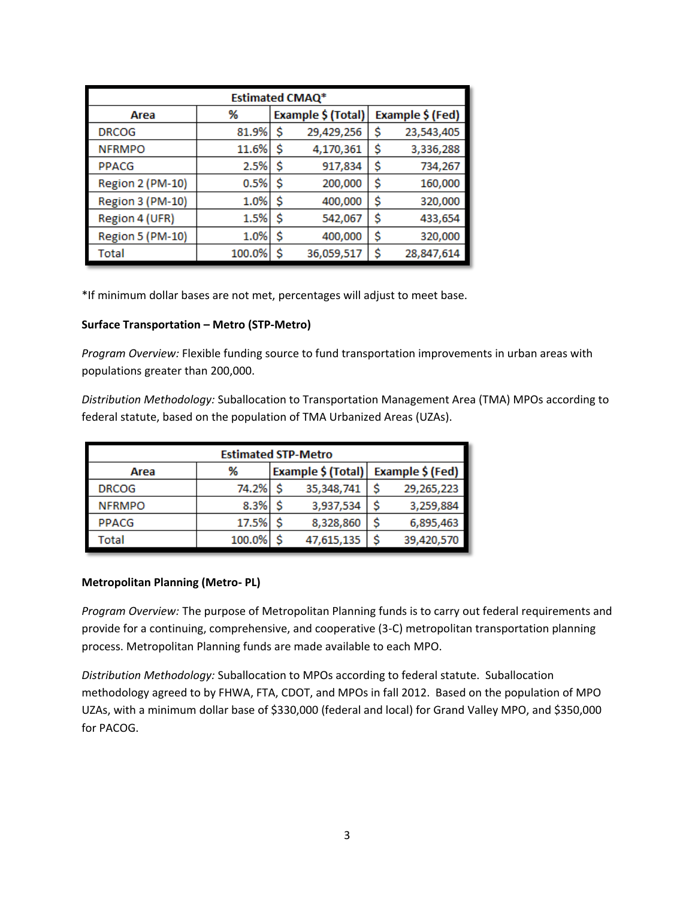| Estimated CMAQ* | | | |
| --- | --- | --- | --- |
| Area | % | Example $ (Total) | Example $ (Fed) |
| DRCOG | 81.9% | $ 29,429,256 | $ 23,543,405 |
| NFRMPO | 11.6% | $ 4,170,361 | $ 3,336,288 |
| PPACG | 2.5% | $ 917,834 | $ 734,267 |
| Region 2 (PM-10) | 0.5% | $ 200,000 | $ 160,000 |
| Region 3 (PM-10) | 1.0% | $ 400,000 | $ 320,000 |
| Region 4 (UFR) | 1.5% | $ 542,067 | $ 433,654 |
| Region 5 (PM-10) | 1.0% | $ 400,000 | $ 320,000 |
| Total | 100.0% | $ 36,059,517 | $ 28,847,614 |

*If minimum dollar bases are not met, percentages will adjust to meet base.

**Surface Transportation – Metro (STP-Metro)**

*Program Overview:* Flexible funding source to fund transportation improvements in urban areas with populations greater than 200,000.

*Distribution Methodology:* Suballocation to Transportation Management Area (TMA) MPOs according to federal statute, based on the population of TMA Urbanized Areas (UZAs).

| Estimated STP-Metro | | | |
| --- | --- | --- | --- |
| Area | % | Example $ (Total) | Example $ (Fed) |
| DRCOG | 74.2% | $ 35,348,741 | $ 29,265,223 |
| NFRMPO | 8.3% | $ 3,937,534 | $ 3,259,884 |
| PPACG | 17.5% | $ 8,328,860 | $ 6,895,463 |
| Total | 100.0% | $ 47,615,135 | $ 39,420,570 |

**Metropolitan Planning (Metro- PL)**

*Program Overview:* The purpose of Metropolitan Planning funds is to carry out federal requirements and provide for a continuing, comprehensive, and cooperative (3-C) metropolitan transportation planning process. Metropolitan Planning funds are made available to each MPO.

*Distribution Methodology:* Suballocation to MPOs according to federal statute. Suballocation methodology agreed to by FHWA, FTA, CDOT, and MPOs in fall 2012. Based on the population of MPO UZAs, with a minimum dollar base of $330,000 (federal and local) for Grand Valley MPO, and $350,000 for PACOG.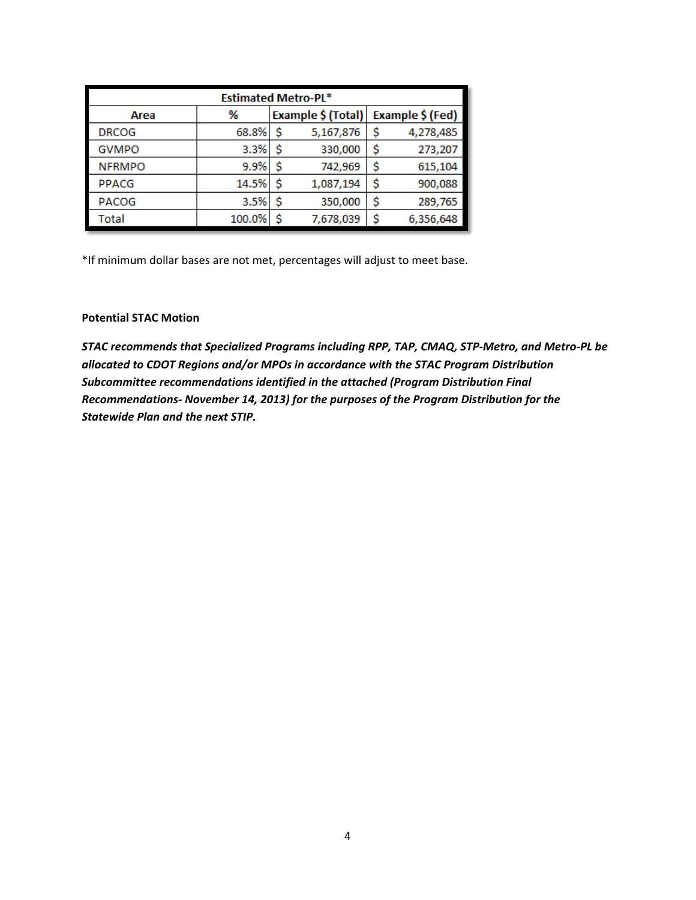| Estimated Metro-PL* | | | |
| --- | --- | --- | --- |
| Area | % | Example $ (Total) | Example $ (Fed) |
| DRCOG | 68.8% | $ 5,167,876 | $ 4,278,485 |
| GVMPO | 3.3% | $ 330,000 | $ 273,207 |
| NFRMPO | 9.9% | $ 742,969 | $ 615,104 |
| PPACG | 14.5% | $ 1,087,194 | $ 900,088 |
| PACOG | 3.5% | $ 350,000 | $ 289,765 |
| Total | 100.0% | $ 7,678,039 | $ 6,356,648 |

*If minimum dollar bases are not met, percentages will adjust to meet base.

**Potential STAC Motion**

***STAC recommends that Specialized Programs including RPP, TAP, CMAQ, STP-Metro, and Metro-PL be allocated to CDOT Regions and/or MPOs in accordance with the STAC Program Distribution Subcommittee recommendations identified in the attached (Program Distribution Final Recommendations- November 14, 2013) for the purposes of the Program Distribution for the Statewide Plan and the next STIP.***